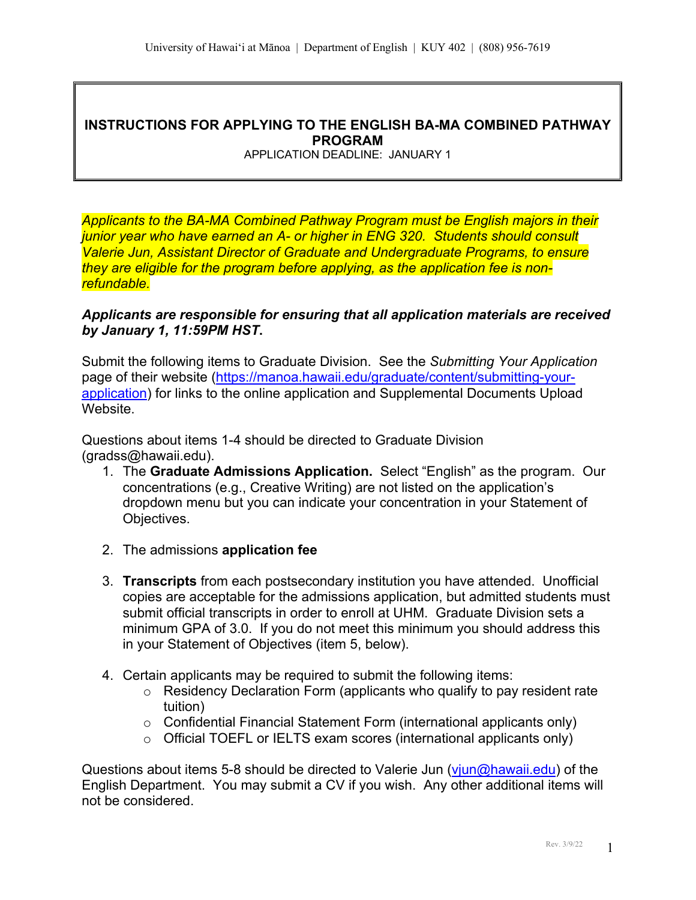University of Hawaiʻi at Mānoa | Department of English | KUY 402 | (808) 956-7619

# INSTRUCTIONS FOR APPLYING TO THE ENGLISH BA-MA COMBINED PATHWAY PROGRAM

APPLICATION DEADLINE: JANUARY 1

*Applicants to the BA-MA Combined Pathway Program must be English majors in their junior year who have earned an A- or higher in ENG 320. Students should consult Valerie Jun, Assistant Director of Graduate and Undergraduate Programs, to ensure they are eligible for the program before applying, as the application fee is non-refundable.*

***Applicants are responsible for ensuring that all application materials are received by January 1, 11:59PM HST.***

Submit the following items to Graduate Division. See the *Submitting Your Application* page of their website (https://manoa.hawaii.edu/graduate/content/submitting-your-application) for links to the online application and Supplemental Documents Upload Website.

Questions about items 1-4 should be directed to Graduate Division (gradss@hawaii.edu).

1. The **Graduate Admissions Application.** Select "English" as the program. Our concentrations (e.g., Creative Writing) are not listed on the application's dropdown menu but you can indicate your concentration in your Statement of Objectives.

2. The admissions **application fee**

3. **Transcripts** from each postsecondary institution you have attended. Unofficial copies are acceptable for the admissions application, but admitted students must submit official transcripts in order to enroll at UHM. Graduate Division sets a minimum GPA of 3.0. If you do not meet this minimum you should address this in your Statement of Objectives (item 5, below).

4. Certain applicants may be required to submit the following items:
   - Residency Declaration Form (applicants who qualify to pay resident rate tuition)
   - Confidential Financial Statement Form (international applicants only)
   - Official TOEFL or IELTS exam scores (international applicants only)

Questions about items 5-8 should be directed to Valerie Jun (vjun@hawaii.edu) of the English Department. You may submit a CV if you wish. Any other additional items will not be considered.

Rev. 3/9/22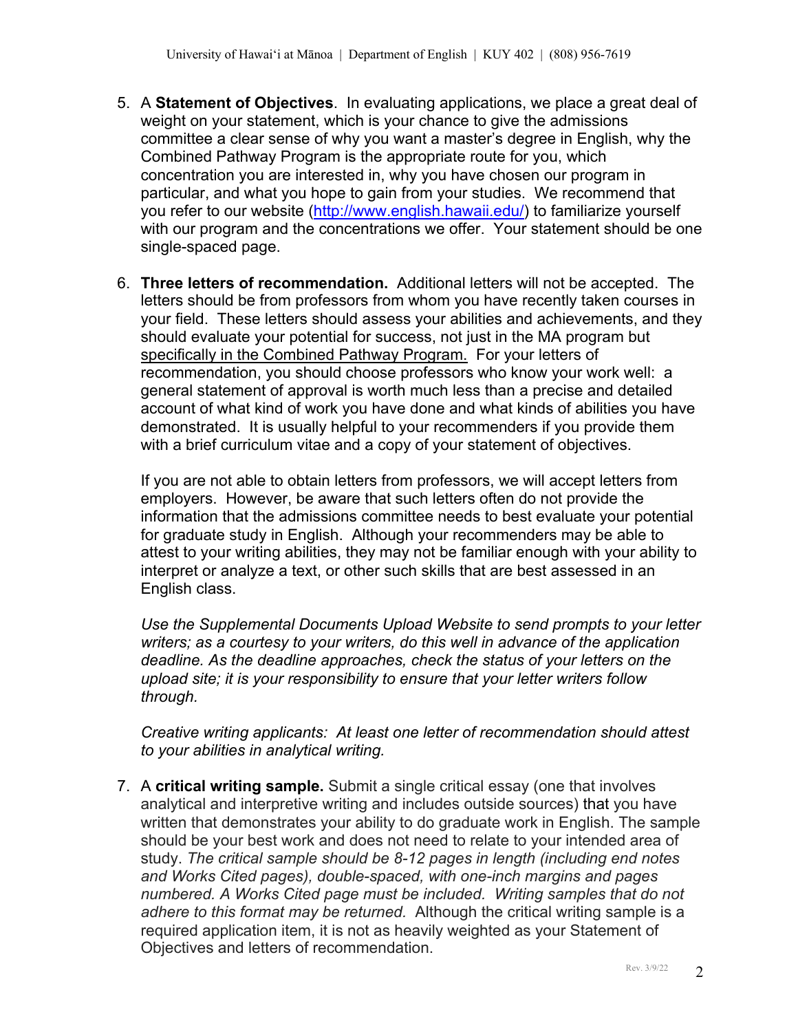5. A **Statement of Objectives**. In evaluating applications, we place a great deal of weight on your statement, which is your chance to give the admissions committee a clear sense of why you want a master's degree in English, why the Combined Pathway Program is the appropriate route for you, which concentration you are interested in, why you have chosen our program in particular, and what you hope to gain from your studies. We recommend that you refer to our website (http://www.english.hawaii.edu/) to familiarize yourself with our program and the concentrations we offer. Your statement should be one single-spaced page.

6. **Three letters of recommendation.** Additional letters will not be accepted. The letters should be from professors from whom you have recently taken courses in your field. These letters should assess your abilities and achievements, and they should evaluate your potential for success, not just in the MA program but <u>specifically in the Combined Pathway Program.</u> For your letters of recommendation, you should choose professors who know your work well: a general statement of approval is worth much less than a precise and detailed account of what kind of work you have done and what kinds of abilities you have demonstrated. It is usually helpful to your recommenders if you provide them with a brief curriculum vitae and a copy of your statement of objectives.

   If you are not able to obtain letters from professors, we will accept letters from employers. However, be aware that such letters often do not provide the information that the admissions committee needs to best evaluate your potential for graduate study in English. Although your recommenders may be able to attest to your writing abilities, they may not be familiar enough with your ability to interpret or analyze a text, or other such skills that are best assessed in an English class.

   *Use the Supplemental Documents Upload Website to send prompts to your letter writers; as a courtesy to your writers, do this well in advance of the application deadline. As the deadline approaches, check the status of your letters on the upload site; it is your responsibility to ensure that your letter writers follow through.*

   *Creative writing applicants: At least one letter of recommendation should attest to your abilities in analytical writing.*

7. A **critical writing sample.** Submit a single critical essay (one that involves analytical and interpretive writing and includes outside sources) that you have written that demonstrates your ability to do graduate work in English. The sample should be your best work and does not need to relate to your intended area of study. *The critical sample should be 8-12 pages in length (including end notes and Works Cited pages), double-spaced, with one-inch margins and pages numbered. A Works Cited page must be included. Writing samples that do not adhere to this format may be returned.* Although the critical writing sample is a required application item, it is not as heavily weighted as your Statement of Objectives and letters of recommendation.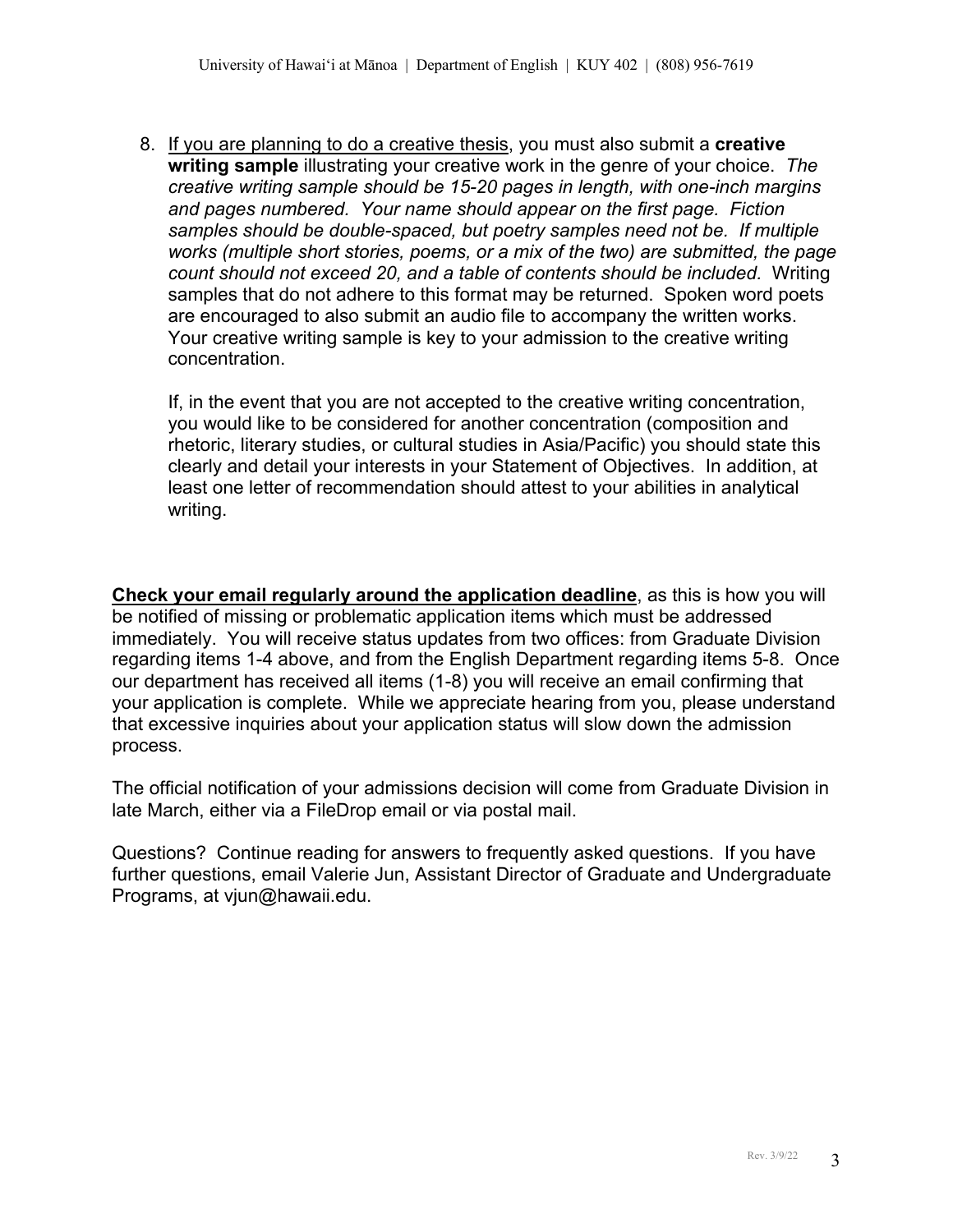8. If you are planning to do a creative thesis, you must also submit a **creative writing sample** illustrating your creative work in the genre of your choice. *The creative writing sample should be 15-20 pages in length, with one-inch margins and pages numbered. Your name should appear on the first page. Fiction samples should be double-spaced, but poetry samples need not be. If multiple works (multiple short stories, poems, or a mix of the two) are submitted, the page count should not exceed 20, and a table of contents should be included.* Writing samples that do not adhere to this format may be returned. Spoken word poets are encouraged to also submit an audio file to accompany the written works. Your creative writing sample is key to your admission to the creative writing concentration.

   If, in the event that you are not accepted to the creative writing concentration, you would like to be considered for another concentration (composition and rhetoric, literary studies, or cultural studies in Asia/Pacific) you should state this clearly and detail your interests in your Statement of Objectives. In addition, at least one letter of recommendation should attest to your abilities in analytical writing.

**Check your email regularly around the application deadline**, as this is how you will be notified of missing or problematic application items which must be addressed immediately. You will receive status updates from two offices: from Graduate Division regarding items 1-4 above, and from the English Department regarding items 5-8. Once our department has received all items (1-8) you will receive an email confirming that your application is complete. While we appreciate hearing from you, please understand that excessive inquiries about your application status will slow down the admission process.

The official notification of your admissions decision will come from Graduate Division in late March, either via a FileDrop email or via postal mail.

Questions? Continue reading for answers to frequently asked questions. If you have further questions, email Valerie Jun, Assistant Director of Graduate and Undergraduate Programs, at vjun@hawaii.edu.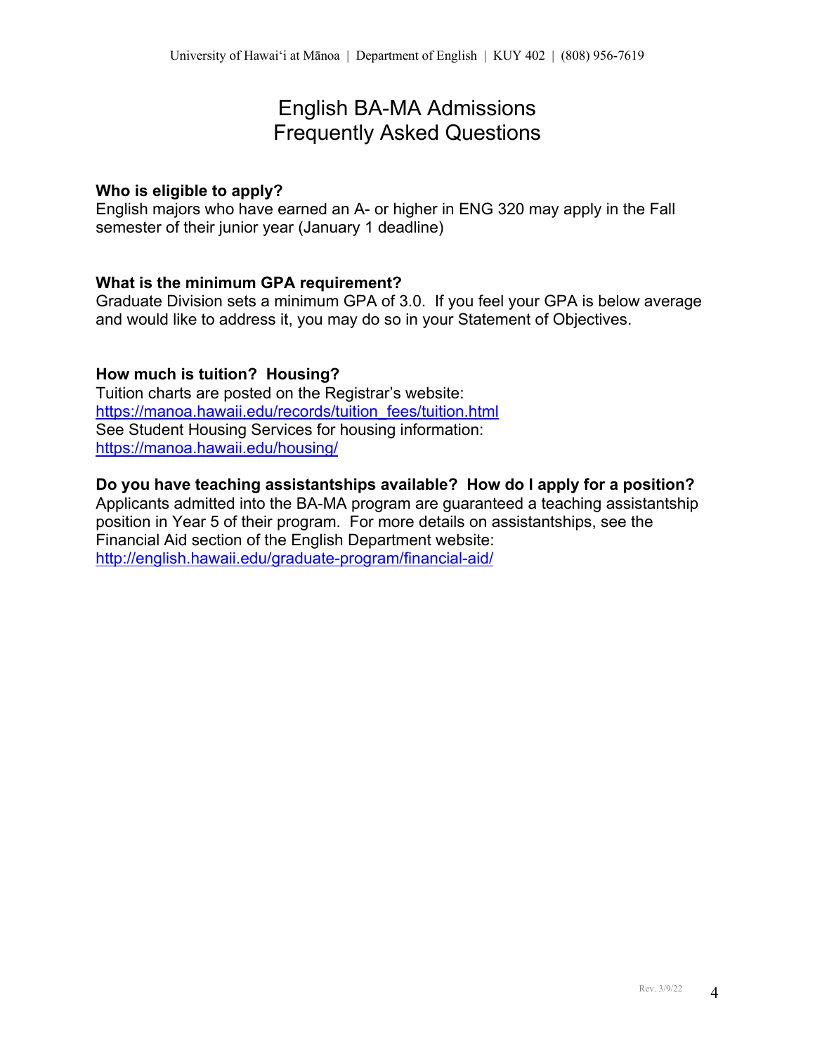# English BA-MA Admissions
# Frequently Asked Questions

**Who is eligible to apply?**
English majors who have earned an A- or higher in ENG 320 may apply in the Fall semester of their junior year (January 1 deadline)

**What is the minimum GPA requirement?**
Graduate Division sets a minimum GPA of 3.0. If you feel your GPA is below average and would like to address it, you may do so in your Statement of Objectives.

**How much is tuition? Housing?**
Tuition charts are posted on the Registrar's website:
https://manoa.hawaii.edu/records/tuition_fees/tuition.html
See Student Housing Services for housing information:
https://manoa.hawaii.edu/housing/

**Do you have teaching assistantships available? How do I apply for a position?**
Applicants admitted into the BA-MA program are guaranteed a teaching assistantship position in Year 5 of their program. For more details on assistantships, see the Financial Aid section of the English Department website:
http://english.hawaii.edu/graduate-program/financial-aid/

Rev. 3/9/22